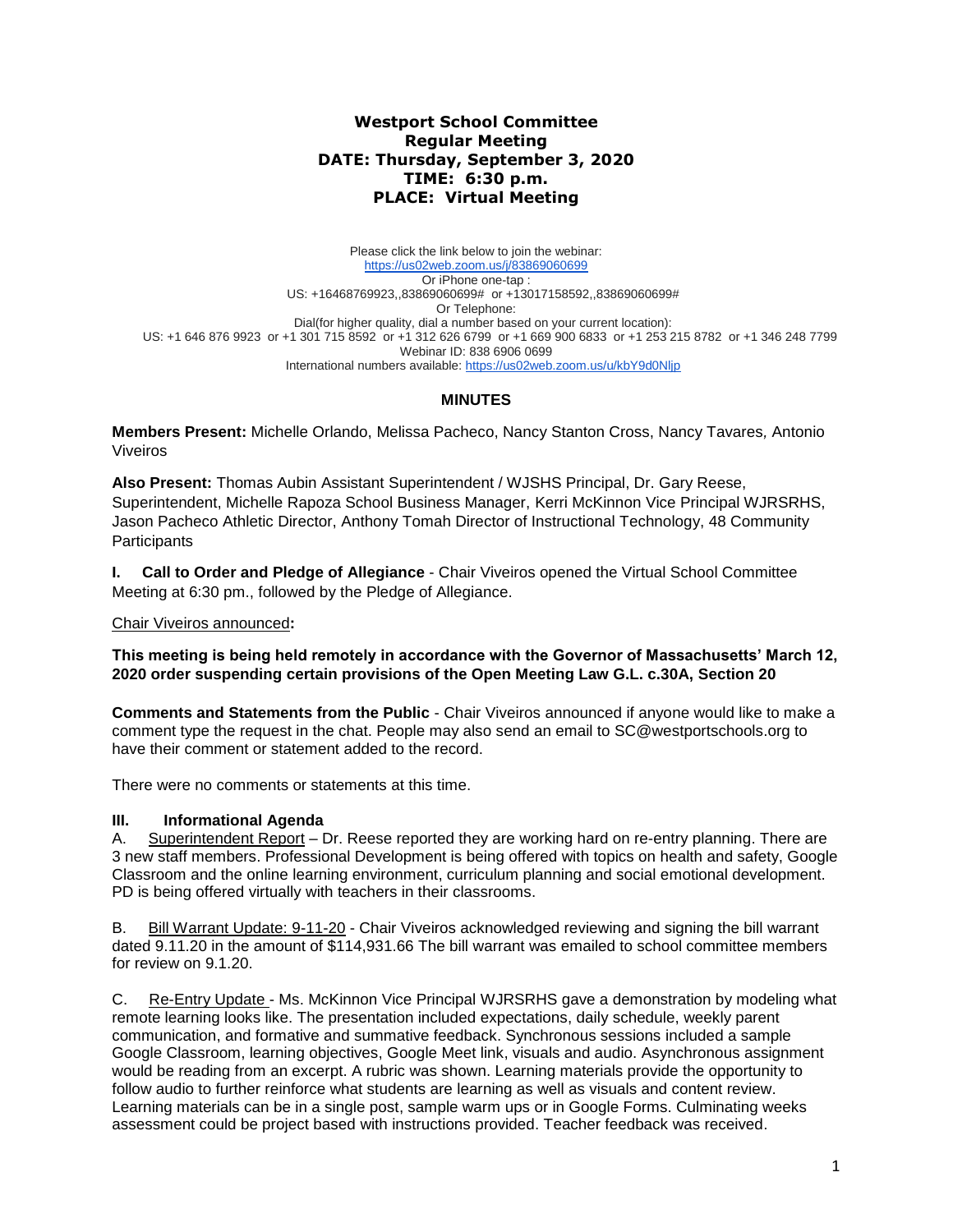# Westport School Committee
## Regular Meeting
## DATE: Thursday, September 3, 2020
## TIME: 6:30 p.m.
## PLACE: Virtual Meeting

Please click the link below to join the webinar:
https://us02web.zoom.us/j/83869060699
Or iPhone one-tap :
US: +16468769923,,83869060699# or +13017158592,,83869060699#
Or Telephone:
Dial(for higher quality, dial a number based on your current location):
US: +1 646 876 9923 or +1 301 715 8592 or +1 312 626 6799 or +1 669 900 6833 or +1 253 215 8782 or +1 346 248 7799
Webinar ID: 838 6906 0699
International numbers available: https://us02web.zoom.us/u/kbY9d0Nljp

## MINUTES

**Members Present:** Michelle Orlando, Melissa Pacheco, Nancy Stanton Cross, Nancy Tavares, Antonio Viveiros

**Also Present:** Thomas Aubin Assistant Superintendent / WJSHS Principal, Dr. Gary Reese, Superintendent, Michelle Rapoza School Business Manager, Kerri McKinnon Vice Principal WJRSRHS, Jason Pacheco Athletic Director, Anthony Tomah Director of Instructional Technology, 48 Community Participants

**I. Call to Order and Pledge of Allegiance** - Chair Viveiros opened the Virtual School Committee Meeting at 6:30 pm., followed by the Pledge of Allegiance.

Chair Viveiros announced**:**

**This meeting is being held remotely in accordance with the Governor of Massachusetts' March 12, 2020 order suspending certain provisions of the Open Meeting Law G.L. c.30A, Section 20**

**Comments and Statements from the Public** - Chair Viveiros announced if anyone would like to make a comment type the request in the chat. People may also send an email to SC@westportschools.org to have their comment or statement added to the record.

There were no comments or statements at this time.

**III. Informational Agenda**

A. Superintendent Report – Dr. Reese reported they are working hard on re-entry planning. There are 3 new staff members. Professional Development is being offered with topics on health and safety, Google Classroom and the online learning environment, curriculum planning and social emotional development. PD is being offered virtually with teachers in their classrooms.

B. Bill Warrant Update: 9-11-20 - Chair Viveiros acknowledged reviewing and signing the bill warrant dated 9.11.20 in the amount of $114,931.66 The bill warrant was emailed to school committee members for review on 9.1.20.

C. Re-Entry Update - Ms. McKinnon Vice Principal WJRSRHS gave a demonstration by modeling what remote learning looks like. The presentation included expectations, daily schedule, weekly parent communication, and formative and summative feedback. Synchronous sessions included a sample Google Classroom, learning objectives, Google Meet link, visuals and audio. Asynchronous assignment would be reading from an excerpt. A rubric was shown. Learning materials provide the opportunity to follow audio to further reinforce what students are learning as well as visuals and content review. Learning materials can be in a single post, sample warm ups or in Google Forms. Culminating weeks assessment could be project based with instructions provided. Teacher feedback was received.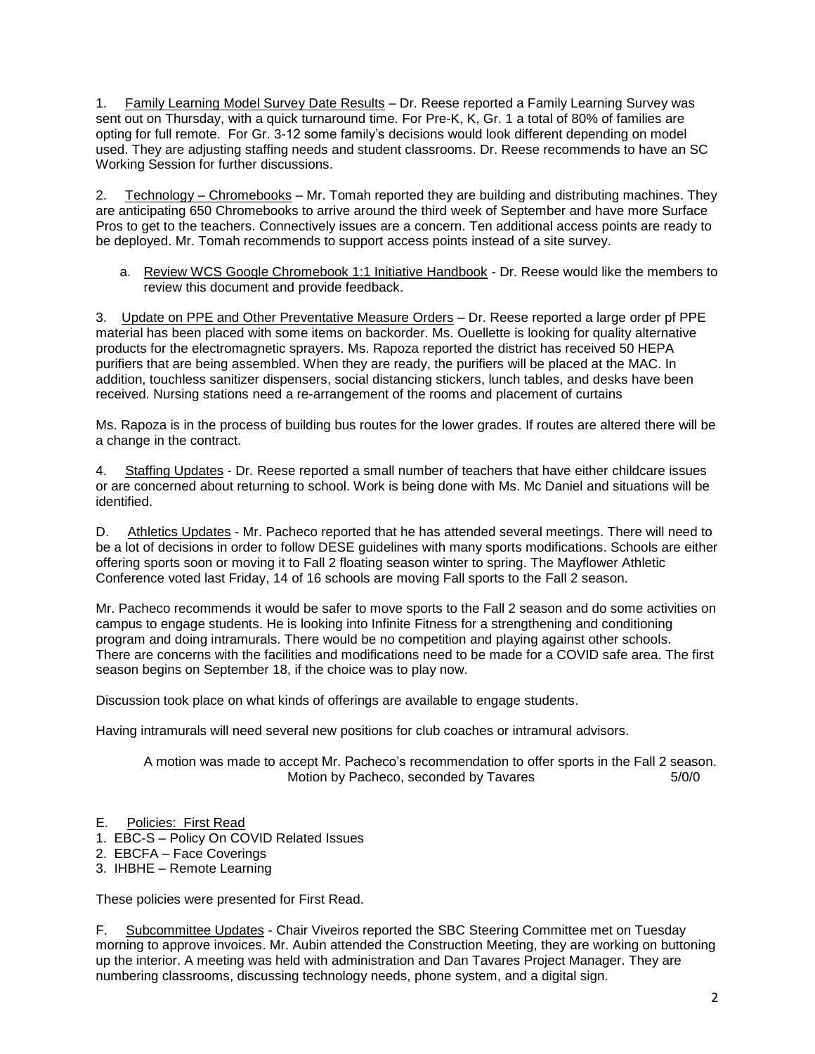1. Family Learning Model Survey Date Results – Dr. Reese reported a Family Learning Survey was sent out on Thursday, with a quick turnaround time. For Pre-K, K, Gr. 1 a total of 80% of families are opting for full remote. For Gr. 3-12 some family's decisions would look different depending on model used. They are adjusting staffing needs and student classrooms. Dr. Reese recommends to have an SC Working Session for further discussions.

2. Technology – Chromebooks – Mr. Tomah reported they are building and distributing machines. They are anticipating 650 Chromebooks to arrive around the third week of September and have more Surface Pros to get to the teachers. Connectively issues are a concern. Ten additional access points are ready to be deployed. Mr. Tomah recommends to support access points instead of a site survey.

   a. Review WCS Google Chromebook 1:1 Initiative Handbook - Dr. Reese would like the members to review this document and provide feedback.

3. Update on PPE and Other Preventative Measure Orders – Dr. Reese reported a large order pf PPE material has been placed with some items on backorder. Ms. Ouellette is looking for quality alternative products for the electromagnetic sprayers. Ms. Rapoza reported the district has received 50 HEPA purifiers that are being assembled. When they are ready, the purifiers will be placed at the MAC. In addition, touchless sanitizer dispensers, social distancing stickers, lunch tables, and desks have been received. Nursing stations need a re-arrangement of the rooms and placement of curtains

Ms. Rapoza is in the process of building bus routes for the lower grades. If routes are altered there will be a change in the contract.

4. Staffing Updates - Dr. Reese reported a small number of teachers that have either childcare issues or are concerned about returning to school. Work is being done with Ms. Mc Daniel and situations will be identified.

D. Athletics Updates - Mr. Pacheco reported that he has attended several meetings. There will need to be a lot of decisions in order to follow DESE guidelines with many sports modifications. Schools are either offering sports soon or moving it to Fall 2 floating season winter to spring. The Mayflower Athletic Conference voted last Friday, 14 of 16 schools are moving Fall sports to the Fall 2 season.

Mr. Pacheco recommends it would be safer to move sports to the Fall 2 season and do some activities on campus to engage students. He is looking into Infinite Fitness for a strengthening and conditioning program and doing intramurals. There would be no competition and playing against other schools. There are concerns with the facilities and modifications need to be made for a COVID safe area. The first season begins on September 18, if the choice was to play now.

Discussion took place on what kinds of offerings are available to engage students.

Having intramurals will need several new positions for club coaches or intramural advisors.

A motion was made to accept Mr. Pacheco's recommendation to offer sports in the Fall 2 season.
Motion by Pacheco, seconded by Tavares 5/0/0

E. Policies: First Read

1. EBC-S – Policy On COVID Related Issues
2. EBCFA – Face Coverings
3. IHBHE – Remote Learning

These policies were presented for First Read.

F. Subcommittee Updates - Chair Viveiros reported the SBC Steering Committee met on Tuesday morning to approve invoices. Mr. Aubin attended the Construction Meeting, they are working on buttoning up the interior. A meeting was held with administration and Dan Tavares Project Manager. They are numbering classrooms, discussing technology needs, phone system, and a digital sign.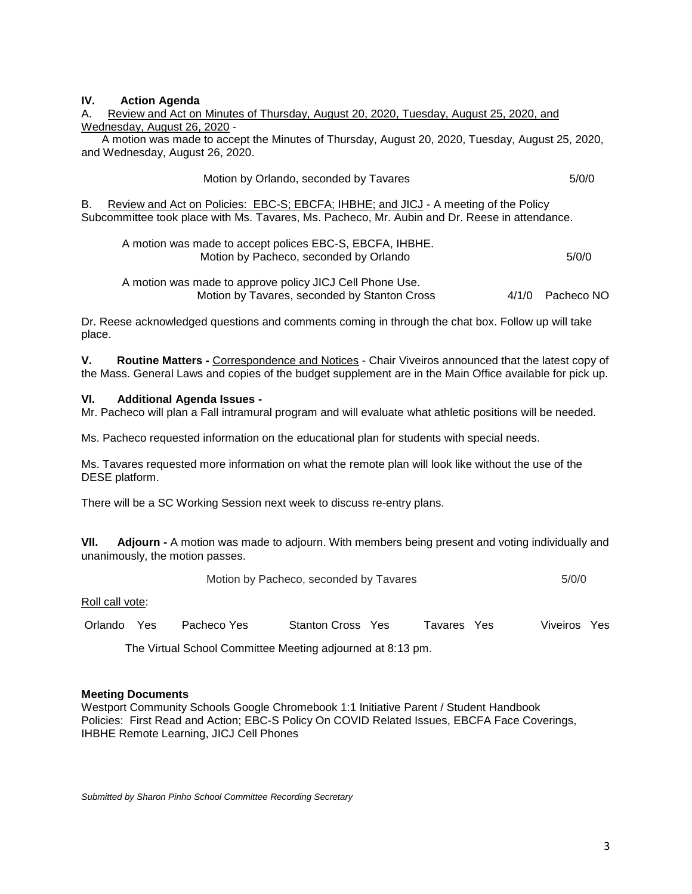### IV. Action Agenda

A. Review and Act on Minutes of Thursday, August 20, 2020, Tuesday, August 25, 2020, and Wednesday, August 26, 2020 -

A motion was made to accept the Minutes of Thursday, August 20, 2020, Tuesday, August 25, 2020, and Wednesday, August 26, 2020.

Motion by Orlando, seconded by Tavares 5/0/0

B. Review and Act on Policies: EBC-S; EBCFA; IHBHE; and JICJ - A meeting of the Policy Subcommittee took place with Ms. Tavares, Ms. Pacheco, Mr. Aubin and Dr. Reese in attendance.

A motion was made to accept polices EBC-S, EBCFA, IHBHE.
Motion by Pacheco, seconded by Orlando 5/0/0

A motion was made to approve policy JICJ Cell Phone Use.
Motion by Tavares, seconded by Stanton Cross 4/1/0 Pacheco NO

Dr. Reese acknowledged questions and comments coming in through the chat box. Follow up will take place.

**V. Routine Matters -** Correspondence and Notices - Chair Viveiros announced that the latest copy of the Mass. General Laws and copies of the budget supplement are in the Main Office available for pick up.

### VI. Additional Agenda Issues -

Mr. Pacheco will plan a Fall intramural program and will evaluate what athletic positions will be needed.

Ms. Pacheco requested information on the educational plan for students with special needs.

Ms. Tavares requested more information on what the remote plan will look like without the use of the DESE platform.

There will be a SC Working Session next week to discuss re-entry plans.

**VII. Adjourn -** A motion was made to adjourn. With members being present and voting individually and unanimously, the motion passes.

Motion by Pacheco, seconded by Tavares 5/0/0

Roll call vote:

Orlando Yes Pacheco Yes Stanton Cross Yes Tavares Yes Viveiros Yes

The Virtual School Committee Meeting adjourned at 8:13 pm.

**Meeting Documents**

Westport Community Schools Google Chromebook 1:1 Initiative Parent / Student Handbook
Policies: First Read and Action; EBC-S Policy On COVID Related Issues, EBCFA Face Coverings, IHBHE Remote Learning, JICJ Cell Phones

*Submitted by Sharon Pinho School Committee Recording Secretary*